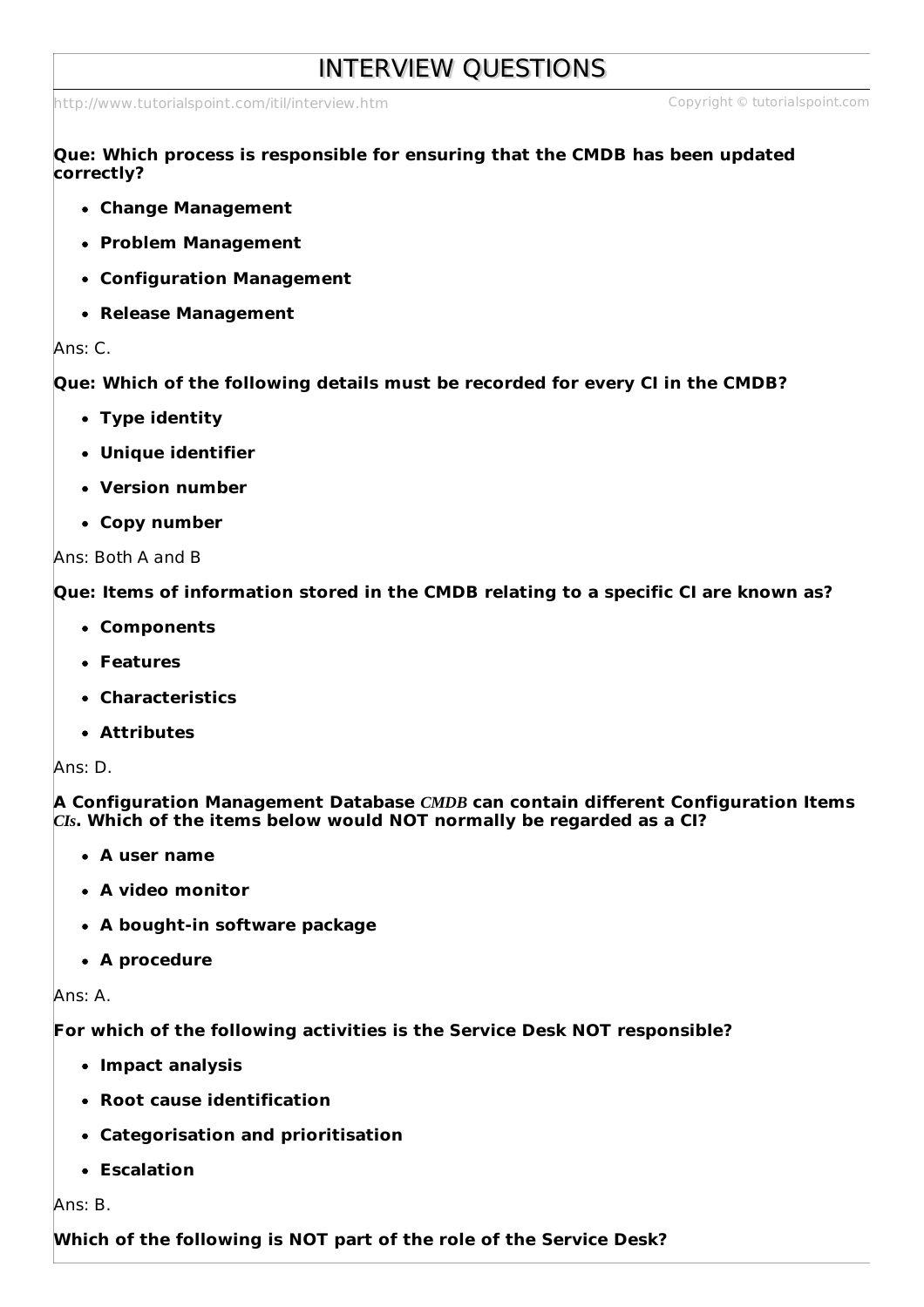# INTERVIEW QUESTIONS

http://www.tutorialspoint.com/itil/interview.htm Copyright © tutorialspoint.com

**Que: Which process is responsible for ensuring that the CMDB has been updated correctly?**

- **Change Management**
- **Problem Management**
- **Configuration Management**
- **Release Management**

Ans: C.

**Que: Which of the following details must be recorded for every CI in the CMDB?**

- **Type identity**
- **Unique identifier**
- **Version number**
- **Copy number**

Ans: Both A and B

**Que: Items of information stored in the CMDB relating to a specific CI are known as?**

- **Components**
- **Features**
- **Characteristics**
- **Attributes**

Ans: D.

**A Configuration Management Database *CMDB* can contain different Configuration Items *CIs*. Which of the items below would NOT normally be regarded as a CI?**

- **A user name**
- **A video monitor**
- **A bought-in software package**
- **A procedure**

Ans: A.

**For which of the following activities is the Service Desk NOT responsible?**

- **Impact analysis**
- **Root cause identification**
- **Categorisation and prioritisation**
- **Escalation**

Ans: B.

**Which of the following is NOT part of the role of the Service Desk?**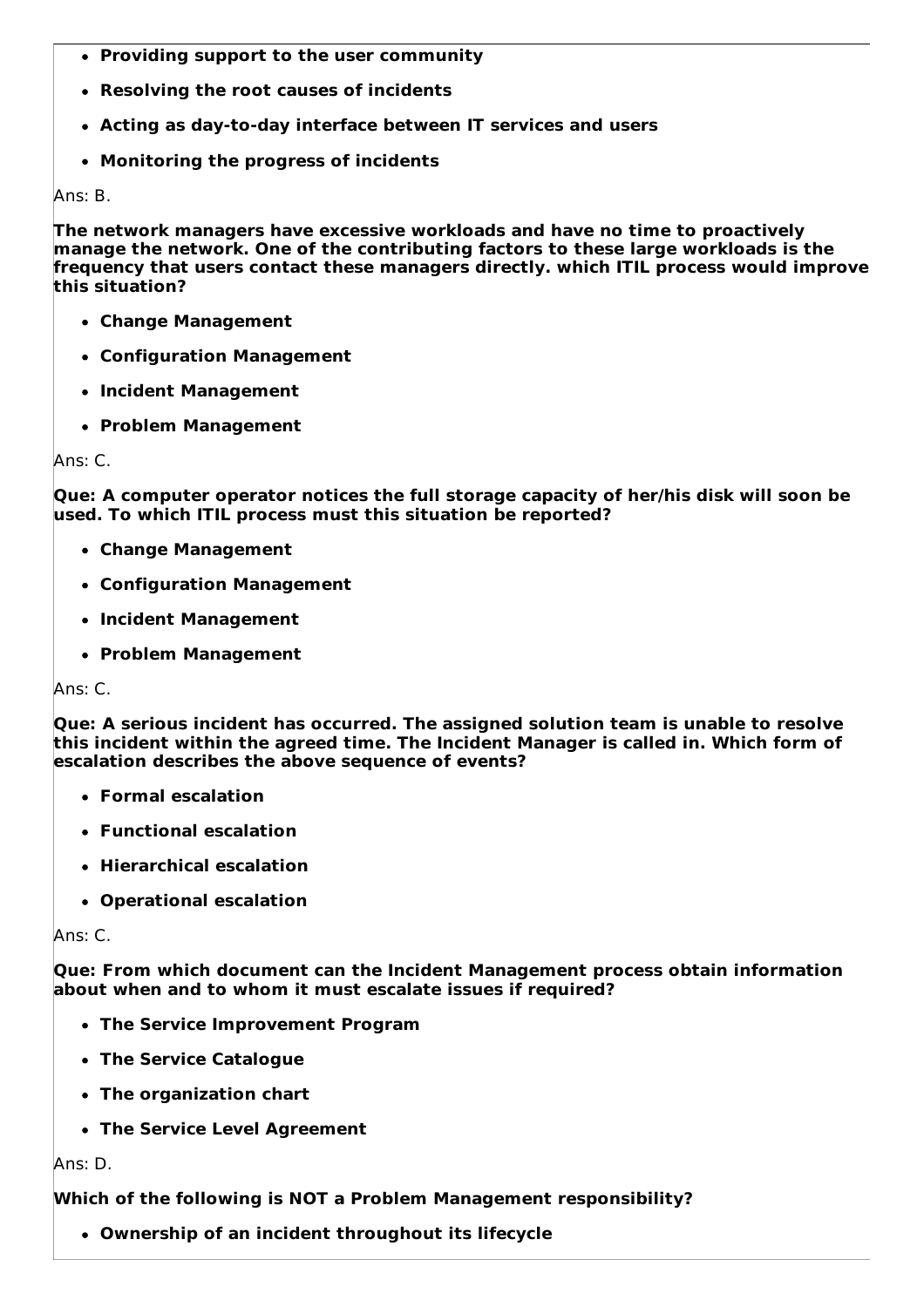- **Providing support to the user community**
- **Resolving the root causes of incidents**
- **Acting as day-to-day interface between IT services and users**
- **Monitoring the progress of incidents**

Ans: B.

**The network managers have excessive workloads and have no time to proactively manage the network. One of the contributing factors to these large workloads is the frequency that users contact these managers directly. which ITIL process would improve this situation?**

- **Change Management**
- **Configuration Management**
- **Incident Management**
- **Problem Management**

Ans: C.

**Que: A computer operator notices the full storage capacity of her/his disk will soon be used. To which ITIL process must this situation be reported?**

- **Change Management**
- **Configuration Management**
- **Incident Management**
- **Problem Management**

Ans: C.

**Que: A serious incident has occurred. The assigned solution team is unable to resolve this incident within the agreed time. The Incident Manager is called in. Which form of escalation describes the above sequence of events?**

- **Formal escalation**
- **Functional escalation**
- **Hierarchical escalation**
- **Operational escalation**

Ans: C.

**Que: From which document can the Incident Management process obtain information about when and to whom it must escalate issues if required?**

- **The Service Improvement Program**
- **The Service Catalogue**
- **The organization chart**
- **The Service Level Agreement**

Ans: D.

**Which of the following is NOT a Problem Management responsibility?**

- **Ownership of an incident throughout its lifecycle**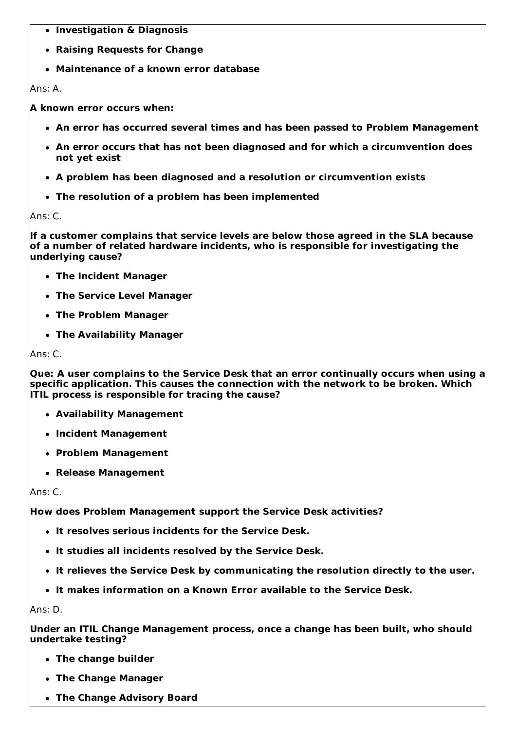- **Investigation & Diagnosis**
- **Raising Requests for Change**
- **Maintenance of a known error database**

Ans: A.

**A known error occurs when:**

- **An error has occurred several times and has been passed to Problem Management**
- **An error occurs that has not been diagnosed and for which a circumvention does not yet exist**
- **A problem has been diagnosed and a resolution or circumvention exists**
- **The resolution of a problem has been implemented**

Ans: C.

**If a customer complains that service levels are below those agreed in the SLA because of a number of related hardware incidents, who is responsible for investigating the underlying cause?**

- **The Incident Manager**
- **The Service Level Manager**
- **The Problem Manager**
- **The Availability Manager**

Ans: C.

**Que: A user complains to the Service Desk that an error continually occurs when using a specific application. This causes the connection with the network to be broken. Which ITIL process is responsible for tracing the cause?**

- **Availability Management**
- **Incident Management**
- **Problem Management**
- **Release Management**

Ans: C.

**How does Problem Management support the Service Desk activities?**

- **It resolves serious incidents for the Service Desk.**
- **It studies all incidents resolved by the Service Desk.**
- **It relieves the Service Desk by communicating the resolution directly to the user.**
- **It makes information on a Known Error available to the Service Desk.**

Ans: D.

**Under an ITIL Change Management process, once a change has been built, who should undertake testing?**

- **The change builder**
- **The Change Manager**
- **The Change Advisory Board**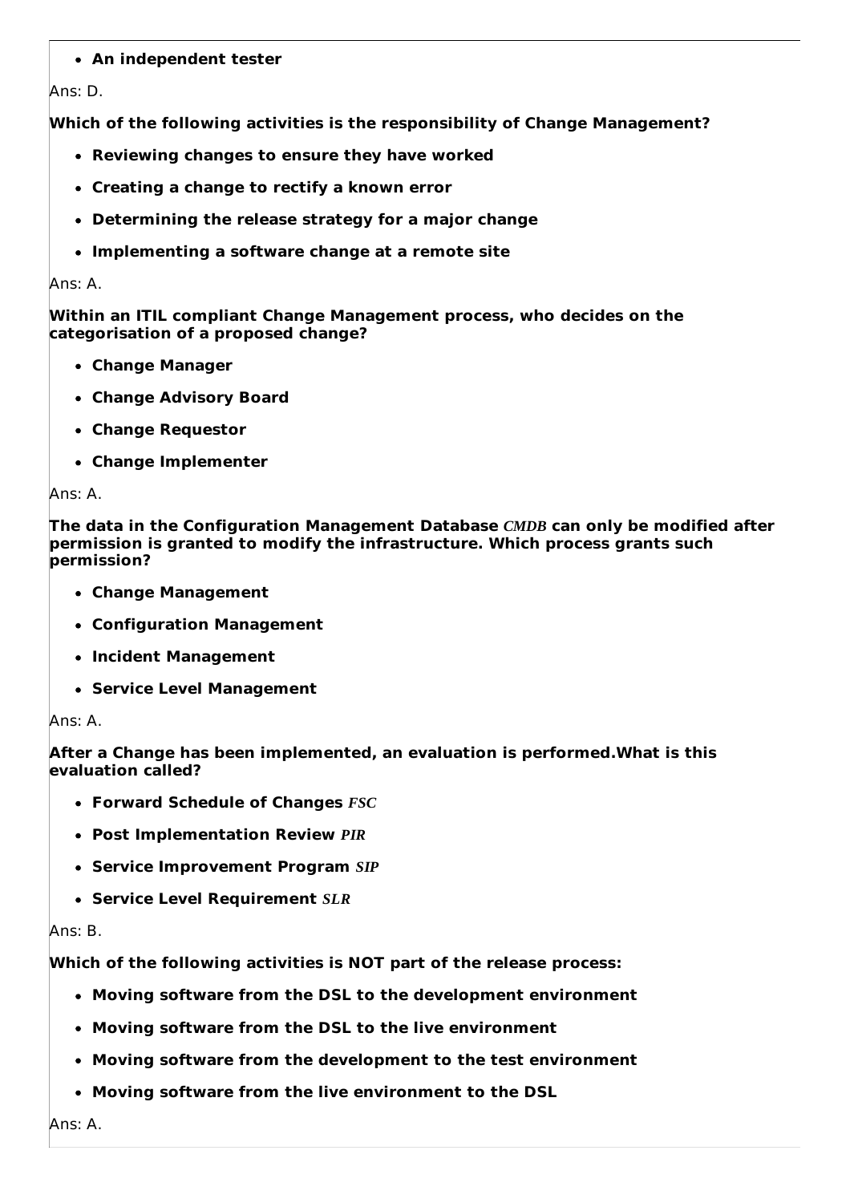- **An independent tester**

Ans: D.

**Which of the following activities is the responsibility of Change Management?**

- **Reviewing changes to ensure they have worked**
- **Creating a change to rectify a known error**
- **Determining the release strategy for a major change**
- **Implementing a software change at a remote site**

Ans: A.

**Within an ITIL compliant Change Management process, who decides on the categorisation of a proposed change?**

- **Change Manager**
- **Change Advisory Board**
- **Change Requestor**
- **Change Implementer**

Ans: A.

**The data in the Configuration Management Database *CMDB* can only be modified after permission is granted to modify the infrastructure. Which process grants such permission?**

- **Change Management**
- **Configuration Management**
- **Incident Management**
- **Service Level Management**

Ans: A.

**After a Change has been implemented, an evaluation is performed.What is this evaluation called?**

- **Forward Schedule of Changes *FSC***
- **Post Implementation Review *PIR***
- **Service Improvement Program *SIP***
- **Service Level Requirement *SLR***

Ans: B.

**Which of the following activities is NOT part of the release process:**

- **Moving software from the DSL to the development environment**
- **Moving software from the DSL to the live environment**
- **Moving software from the development to the test environment**
- **Moving software from the live environment to the DSL**

Ans: A.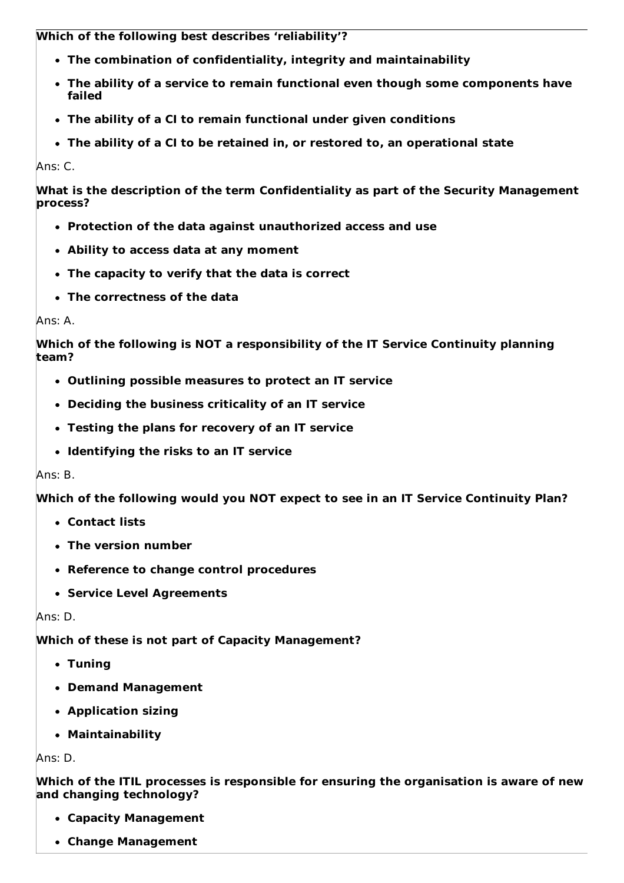**Which of the following best describes ‘reliability’?**

- **The combination of confidentiality, integrity and maintainability**
- **The ability of a service to remain functional even though some components have failed**
- **The ability of a CI to remain functional under given conditions**
- **The ability of a CI to be retained in, or restored to, an operational state**

Ans: C.

**What is the description of the term Confidentiality as part of the Security Management process?**

- **Protection of the data against unauthorized access and use**
- **Ability to access data at any moment**
- **The capacity to verify that the data is correct**
- **The correctness of the data**

Ans: A.

**Which of the following is NOT a responsibility of the IT Service Continuity planning team?**

- **Outlining possible measures to protect an IT service**
- **Deciding the business criticality of an IT service**
- **Testing the plans for recovery of an IT service**
- **Identifying the risks to an IT service**

Ans: B.

**Which of the following would you NOT expect to see in an IT Service Continuity Plan?**

- **Contact lists**
- **The version number**
- **Reference to change control procedures**
- **Service Level Agreements**

Ans: D.

**Which of these is not part of Capacity Management?**

- **Tuning**
- **Demand Management**
- **Application sizing**
- **Maintainability**

Ans: D.

**Which of the ITIL processes is responsible for ensuring the organisation is aware of new and changing technology?**

- **Capacity Management**
- **Change Management**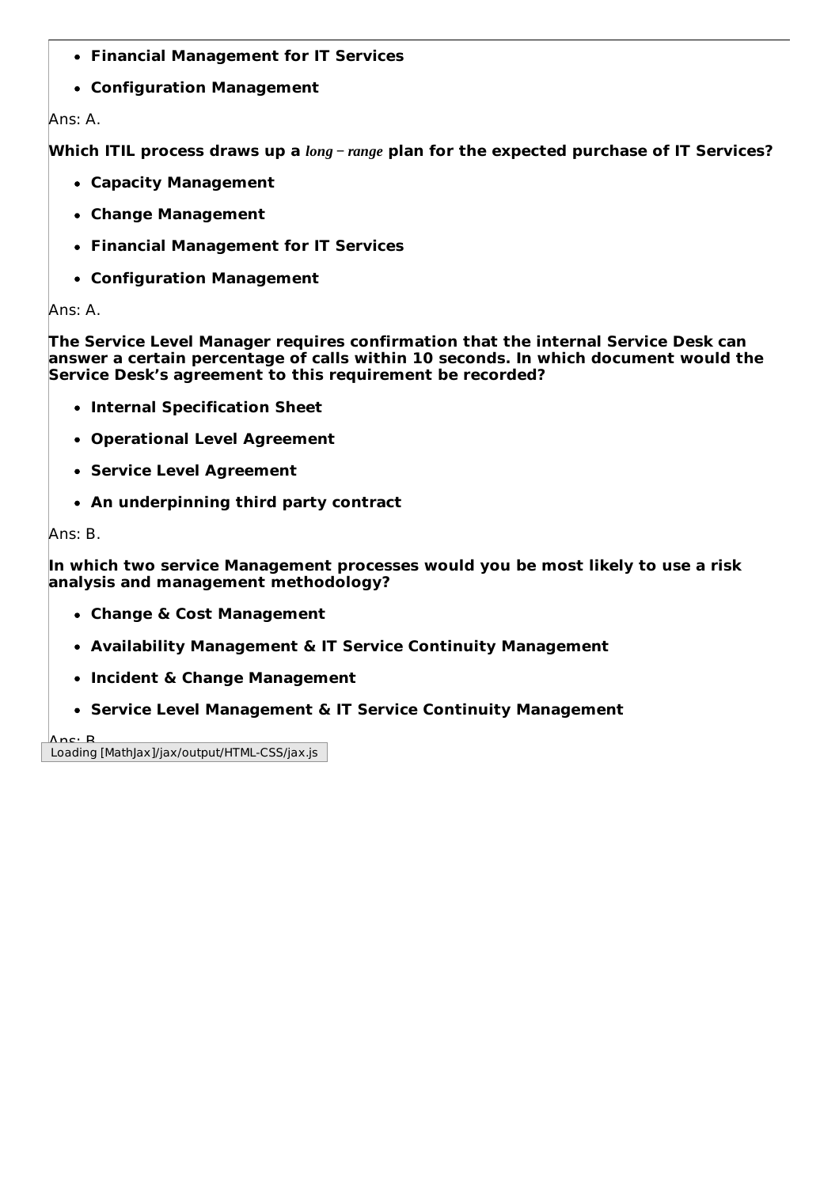- **Financial Management for IT Services**
- **Configuration Management**

Ans: A.

**Which ITIL process draws up a $long-range$ plan for the expected purchase of IT Services?**

- **Capacity Management**
- **Change Management**
- **Financial Management for IT Services**
- **Configuration Management**

Ans: A.

**The Service Level Manager requires confirmation that the internal Service Desk can answer a certain percentage of calls within 10 seconds. In which document would the Service Desk's agreement to this requirement be recorded?**

- **Internal Specification Sheet**
- **Operational Level Agreement**
- **Service Level Agreement**
- **An underpinning third party contract**

Ans: B.

**In which two service Management processes would you be most likely to use a risk analysis and management methodology?**

- **Change & Cost Management**
- **Availability Management & IT Service Continuity Management**
- **Incident & Change Management**
- **Service Level Management & IT Service Continuity Management**

Ans: B.